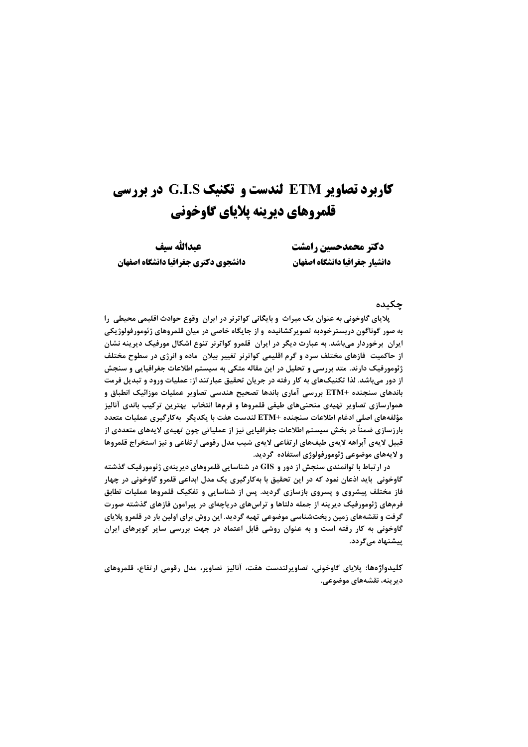# کاربرد تصاویر ETM لندست و تکنیک G.I.S در بررسی قلمروهای دیرینه پلایای گاوخونی

**دکتر محمدحسین رامشت**
**دانشیار جغرافیا دانشگاه اصفهان**

**عبدالله سیف**
**دانشجوی دکتری جغرافیا دانشگاه اصفهان**

## چکیده

پلایای گاوخونی به عنوان یک میراث و بایگانی کواترنر در ایران وقوع حوادث اقلیمی محیطی را به صور گوناگون دربسترخودبه تصویرکشانیده و از جایگاه خاصی در میان قلمروهای ژئومورفولوژیکی ایران برخوردار می‌باشد. به عبارت دیگر در ایران قلمرو کواترنر تنوع اشکال مورفیک دیرینه نشان از حاکمیت فازهای مختلف سرد و گرم اقلیمی کواترنر تغییر بیلان ماده و انرژی در سطوح مختلف ژئومورفیک دارند. متد بررسی و تحلیل در این مقاله متکی به سیستم اطلاعات جغرافیایی و سنجش از دور می‌باشد. لذا تکنیک‌های به کار رفته در جریان تحقیق عبارتند از: عملیات ورود و تبدیل فرمت باندهای سنجنده +ETM بررسی آماری باندها تصحیح هندسی تصاویر عملیات موزائیک انطباق و هموارسازی تصاویر تهیه‌ی منحنی‌های طیفی قلمروها و فرمها انتخاب بهترین ترکیب باندی آنالیز مؤلفه‌های اصلی ادغام اطلاعات سنجنده +ETM لندست هفت با یکدیگر به‌کارگیری عملیات متعدد بارزسازی ضمناً در بخش سیستم اطلاعات جغرافیایی نیز از عملیاتی چون تهیه‌ی لایه‌های متعددی از قبیل لایه‌ی آبراهه لایه‌ی طیف‌های ارتفاعی لایه‌ی شیب مدل رقومی ارتفاعی و نیز استخراج قلمروها و لایه‌های موضوعی ژئومورفولوژی استفاده گردید.

در ارتباط با توانمندی سنجش از دور و GIS در شناسایی قلمروهای دیرینه‌ی ژئومورفیک گذشته گاوخونی باید اذعان نمود که در این تحقیق با به‌کارگیری یک مدل ابداعی قلمرو گاوخونی در چهار فاز مختلف پیشروی و پسروی بازسازی گردید. پس از شناسایی و تفکیک قلمروها عملیات تطابق فرمهای ژئومورفیک دیرینه از جمله دلتاها و تراس‌های دریاچه‌ای در پیرامون فازهای گذشته صورت گرفت و نقشه‌های زمین ریخت‌شناسی موضوعی تهیه گردید. این روش برای اولین بار در قلمرو پلایای گاوخونی به کار رفته است و به عنوان روشی قابل اعتماد در جهت بررسی سایر کویرهای ایران پیشنهاد می‌گردد.

**کلیدواژه‌ها:** پلایای گاوخونی، تصاویرلندست هفت، آنالیز تصاویر، مدل رقومی ارتفاع، قلمروهای دیرینه، نقشه‌های موضوعی.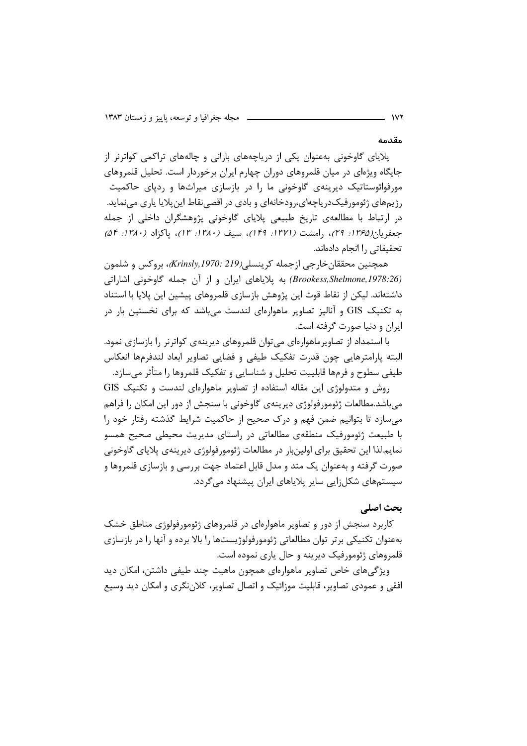## مقدمه

پلایای گاوخونی به‌عنوان یکی از دریاچه‌های بارانی و چاله‌های تراکمی کواترنر از جایگاه ویژه‌ای در میان قلمروهای دوران چهارم ایران برخوردار است. تحلیل قلمروهای مورفوائوستاتیک دیرینه‌ی گاوخونی ما را در بازسازی میراث‌ها و ردپای حاکمیت رژیم‌های ژئومورفیک‌دریاچه‌ای،رودخانه‌ای و بادی در اقصی‌نقاط این‌پلایا یاری می‌نماید. در ارتباط با مطالعه‌ی تاریخ طبیعی پلایای گاوخونی پژوهشگران داخلی از جمله جعفریان(*۱۳۶۵: ۲۹*)، رامشت (*۱۳۷۱: ۱۴۹*)، سیف (*۱۳۸۰: ۱۳*)، پاکزاد (*۱۳۸۰: ۵۴*) تحقیقاتی را انجام داده‌اند.

همچنین محققان‌خارجی ازجمله کرینسلی(*Krinsly,1970: 219*)، بروکس و شلمون (*Brookess,Shelmone,1978:26*) به پلایای ایران و از آن جمله گاوخونی اشاراتی داشته‌اند. لیکن از نقاط قوت این پژوهش بازسازی قلمروهای پیشین این پلایا با استناد به تکنیک GIS و آنالیز تصاویر ماهواره‌ای لندست می‌باشد که برای نخستین بار در ایران و دنیا صورت گرفته است.

با استمداد از تصاویرماهواره‌ای می‌توان قلمروهای دیرینه‌ی کواترنر را بازسازی نمود. البته پارامترهایی چون قدرت تفکیک طیفی و فضایی تصاویر ابعاد لندفرمها انعکاس طیفی سطوح و فرمها قابلیت تحلیل و شناسایی و تفکیک قلمروها را متأثر می‌سازد.

روش و متدولوژی این مقاله استفاده از تصاویر ماهواره‌ای لندست و تکنیک GIS می‌باشد.مطالعات ژئومورفولوژی دیرینه‌ی گاوخونی با سنجش از دور این امکان را فراهم می‌سازد تا بتوانیم ضمن فهم و درک صحیح از حاکمیت شرایط گذشته رفتار خود را با طبیعت ژئومورفیک منطقه‌ی مطالعاتی در راستای مدیریت محیطی صحیح همسو نمایم.لذا این تحقیق برای اولین‌بار در مطالعات ژئومورفولوژی دیرینه‌ی پلایای گاوخونی صورت گرفته و به‌عنوان یک متد و مدل قابل اعتماد جهت بررسی و بازسازی قلمروها و سیستم‌های شکل‌زایی سایر پلایاهای ایران پیشنهاد می‌گردد.

## بحث اصلی

کاربرد سنجش از دور و تصاویر ماهواره‌ای در قلمروهای ژئومورفولوژی مناطق خشک به‌عنوان تکنیکی برتر توان مطالعاتی ژئومورفولوژیست‌ها را بالا برده و آنها را در بازسازی قلمروهای ژئومورفیک دیرینه و حال یاری نموده است.

ویژگی‌های خاص تصاویر ماهواره‌ای همچون ماهیت چند طیفی داشتن، امکان دید افقی و عمودی تصاویر، قابلیت موزائیک و اتصال تصاویر، کلان‌نگری و امکان دید وسیع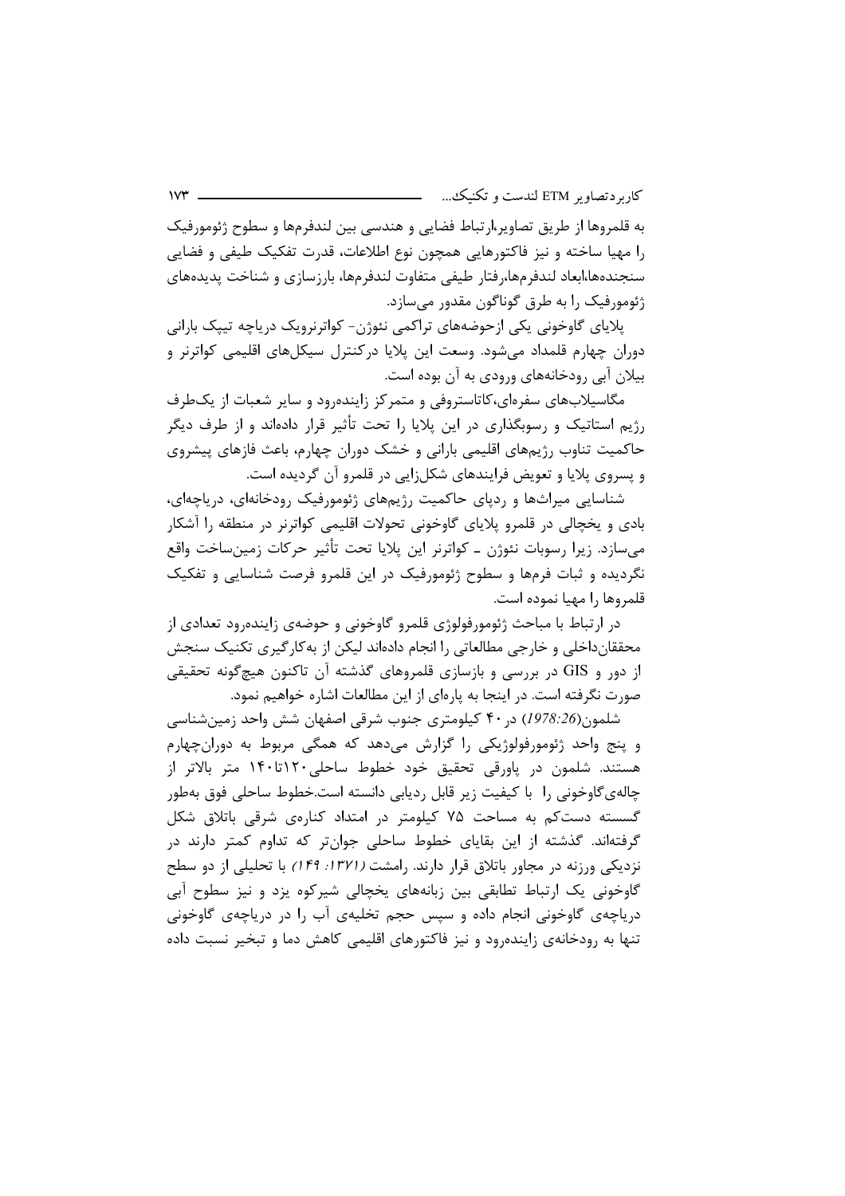به قلمروها از طریق تصاویر،ارتباط فضایی و هندسی بین لندفرم‌ها و سطوح ژئومورفیک را مهیا ساخته و نیز فاکتورهایی همچون نوع اطلاعات، قدرت تفکیک طیفی و فضایی سنجنده‌ها،ابعاد لندفرم‌ها،رفتار طیفی متفاوت لندفرم‌ها، بارزسازی و شناخت پدیده‌های ژئومورفیک را به طرق گوناگون مقدور می‌سازد.

پلایای گاوخونی یکی ازحوضه‌های تراکمی نئوژن- کواترنرویک دریاچه تیپک بارانی دوران چهارم قلمداد می‌شود. وسعت این پلایا درکنترل سیکل‌های اقلیمی کواترنر و بیلان آبی رودخانه‌های ورودی به آن بوده است.

مگاسیلاب‌های سفره‌ای،کاتاستروفی و متمرکز زاینده‌رود و سایر شعبات از یک‌طرف رژیم استاتیک و رسوبگذاری در این پلایا را تحت تأثیر قرار داده‌اند و از طرف دیگر حاکمیت تناوب رژیم‌های اقلیمی بارانی و خشک دوران چهارم، باعث فازهای پیشروی و پسروی پلایا و تعویض فرایندهای شکل‌زایی در قلمرو آن گردیده است.

شناسایی میراث‌ها و ردپای حاکمیت رژیم‌های ژئومورفیک رودخانه‌ای، دریاچه‌ای، بادی و یخچالی در قلمرو پلایای گاوخونی تحولات اقلیمی کواترنر در منطقه را آشکار می‌سازد. زیرا رسوبات نئوژن ـ کواترنر این پلایا تحت تأثیر حرکات زمین‌ساخت واقع نگردیده و ثبات فرم‌ها و سطوح ژئومورفیک در این قلمرو فرصت شناسایی و تفکیک قلمروها را مهیا نموده است.

در ارتباط با مباحث ژئومورفولوژی قلمرو گاوخونی و حوضه‌ی زاینده‌رود تعدادی از محققان‌داخلی و خارجی مطالعاتی را انجام داده‌اند لیکن از به‌کارگیری تکنیک سنجش از دور و GIS در بررسی و بازسازی قلمروهای گذشته آن تاکنون هیچ‌گونه تحقیقی صورت نگرفته است. در اینجا به پاره‌ای از این مطالعات اشاره خواهیم نمود.

شلمون(*1978:26*) در ۴۰ کیلومتری جنوب شرقی اصفهان شش واحد زمین‌شناسی و پنج واحد ژئومورفولوژیکی را گزارش می‌دهد که همگی مربوط به دوران‌چهارم هستند. شلمون در پاورقی تحقیق خود خطوط ساحلی۱۲۰تا۱۴۰ متر بالاتر از چاله‌ی‌گاوخونی را با کیفیت زیر قابل ردیابی دانسته است.خطوط ساحلی فوق به‌طور گسسته دست‌کم به مساحت ۷۵ کیلومتر در امتداد کناره‌ی شرقی باتلاق شکل گرفته‌اند. گذشته از این بقایای خطوط ساحلی جوان‌تر که تداوم کمتر دارند در نزدیکی ورزنه در مجاور باتلاق قرار دارند. رامشت *(۱۳۷۱: ۱۴۹)* با تحلیلی از دو سطح گاوخونی یک ارتباط تطابقی بین زبانه‌های یخچالی شیرکوه یزد و نیز سطوح آبی دریاچه‌ی گاوخونی انجام داده و سپس حجم تخلیه‌ی آب را در دریاچه‌ی گاوخونی تنها به رودخانه‌ی زاینده‌رود و نیز فاکتورهای اقلیمی کاهش دما و تبخیر نسبت داده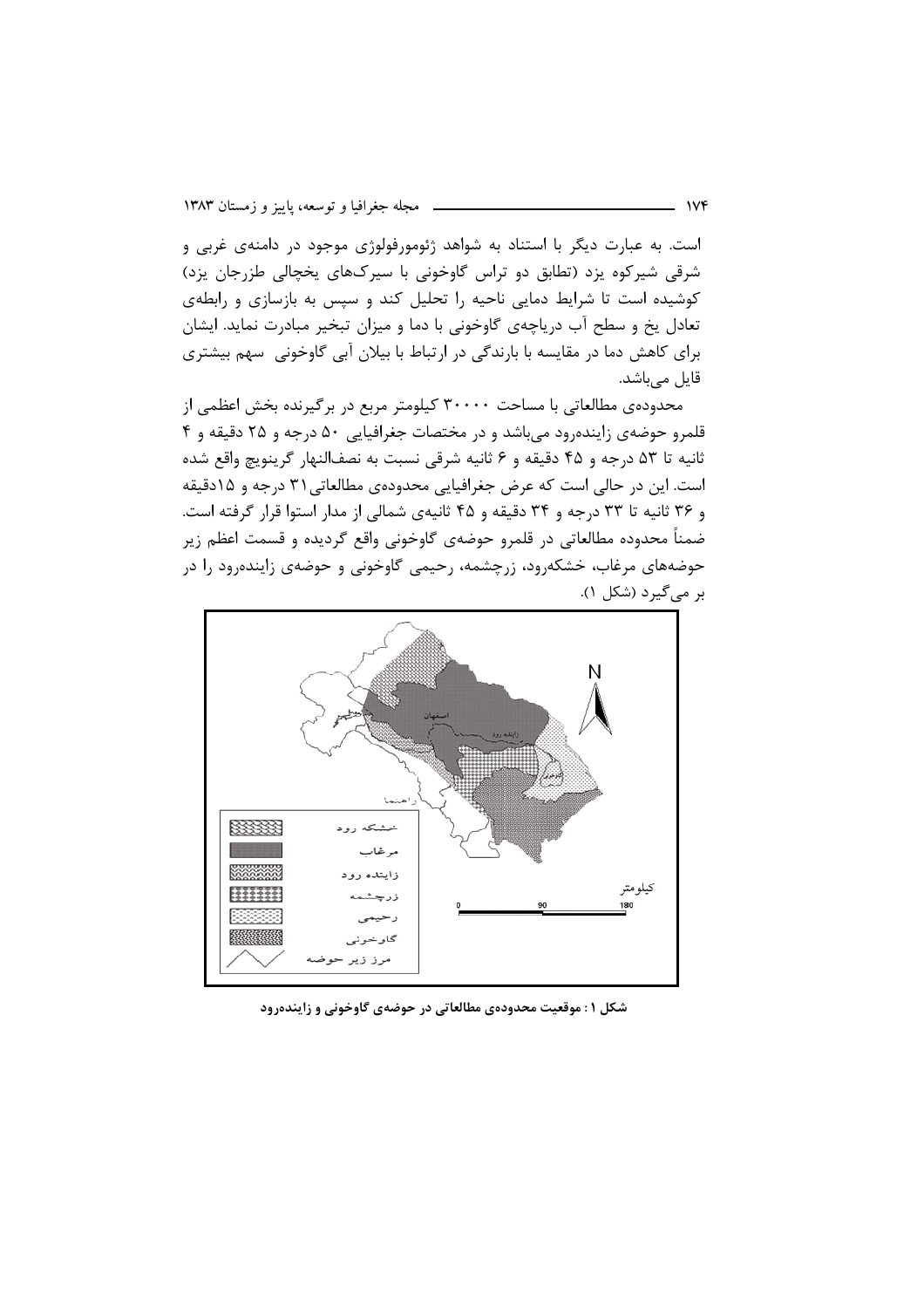است. به عبارت دیگر با استناد به شواهد ژئومورفولوژی موجود در دامنه‌ی غربی و شرقی شیرکوه یزد (تطابق دو تراس گاوخونی با سیرک‌های یخچالی طزرجان یزد) کوشیده است تا شرایط دمایی ناحیه را تحلیل کند و سپس به بازسازی و رابطه‌ی تعادل یخ و سطح آب دریاچه‌ی گاوخونی با دما و میزان تبخیر مبادرت نماید. ایشان برای کاهش دما در مقایسه با بارندگی در ارتباط با بیلان آبی گاوخونی سهم بیشتری قایل می‌باشد.

محدوده‌ی مطالعاتی با مساحت ۳۰۰۰۰ کیلومتر مربع در برگیرنده بخش اعظمی از قلمرو حوضه‌ی زاینده‌رود می‌باشد و در مختصات جغرافیایی ۵۰ درجه و ۲۵ دقیقه و ۴ ثانیه تا ۵۳ درجه و ۴۵ دقیقه و ۶ ثانیه شرقی نسبت به نصف‌النهار گرینویچ واقع شده است. این در حالی است که عرض جغرافیایی محدوده‌ی مطالعاتی ۳۱ درجه و ۱۵دقیقه و ۳۶ ثانیه تا ۳۳ درجه و ۳۴ دقیقه و ۴۵ ثانیه‌ی شمالی از مدار استوا قرار گرفته است. ضمناً محدوده مطالعاتی در قلمرو حوضه‌ی گاوخونی واقع گردیده و قسمت اعظم زیر حوضه‌های مرغاب، خشکه‌رود، زرچشمه، رحیمی گاوخونی و حوضه‌ی زاینده‌رود را در بر می‌گیرد (شکل ۱).

**شکل ۱: موقعیت محدوده‌ی مطالعاتی در حوضه‌ی گاوخونی و زاینده‌رود**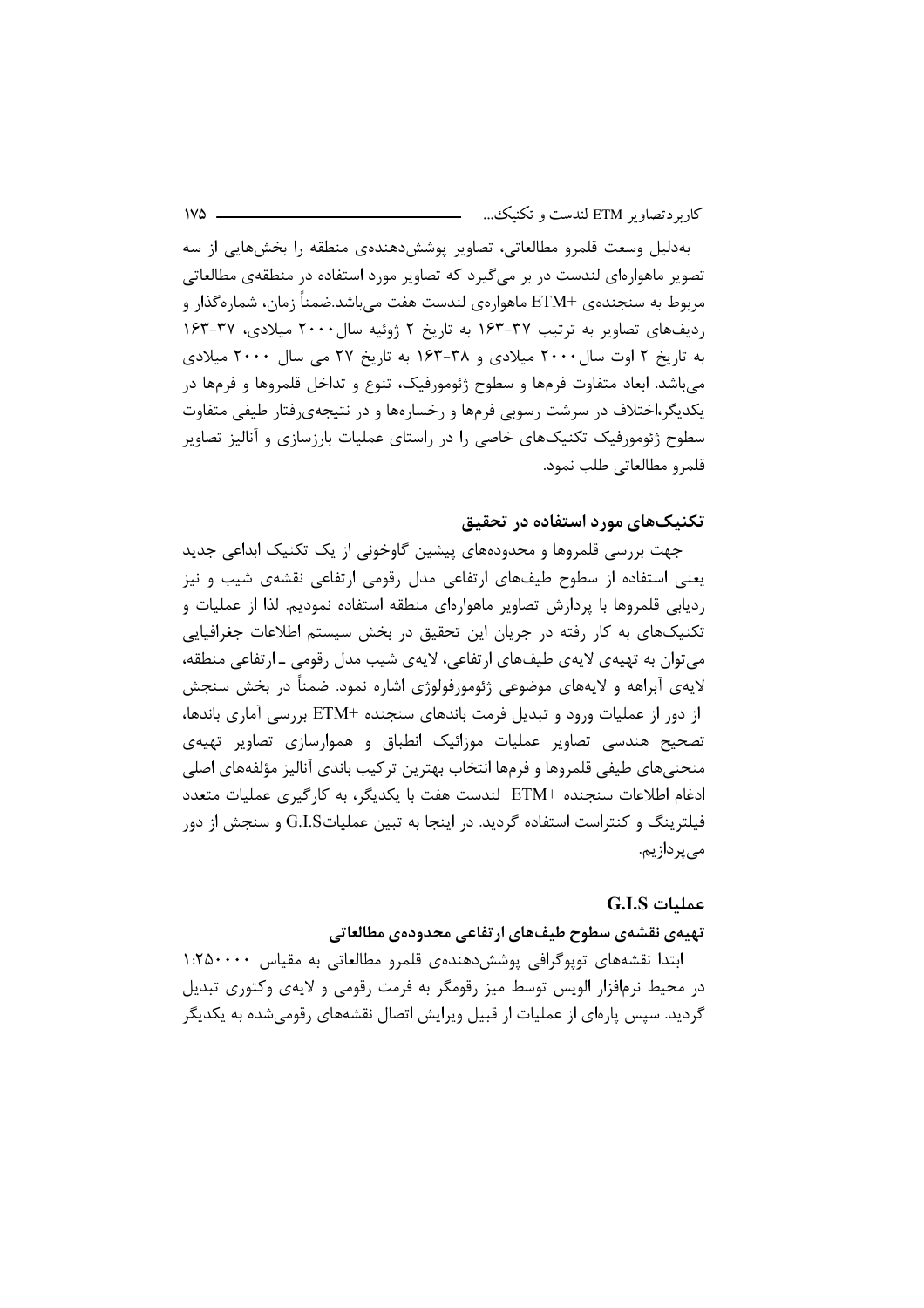به‌دلیل وسعت قلمرو مطالعاتی، تصاویر پوشش‌دهنده‌ی منطقه را بخش‌هایی از سه تصویر ماهواره‌ای لندست در بر می‌گیرد که تصاویر مورد استفاده در منطقه‌ی مطالعاتی مربوط به سنجنده‌ی +ETM ماهواره‌ی لندست هفت می‌باشد.ضمناً زمان، شماره‌گذار و ردیف‌های تصاویر به ترتیب ۳۷-۱۶۳ به تاریخ ۲ ژوئیه سال ۲۰۰۰ میلادی، ۳۷-۱۶۳ به تاریخ ۲ اوت سال ۲۰۰۰ میلادی و ۳۸-۱۶۳ به تاریخ ۲۷ می سال ۲۰۰۰ میلادی می‌باشد. ابعاد متفاوت فرم‌ها و سطوح ژئومورفیک، تنوع و تداخل قلمروها و فرم‌ها در یکدیگر،اختلاف در سرشت رسوبی فرم‌ها و رخساره‌ها و در نتیجه‌ی‌رفتار طیفی متفاوت سطوح ژئومورفیک تکنیک‌های خاصی را در راستای عملیات بارزسازی و آنالیز تصاویر قلمرو مطالعاتی طلب نمود.

## تکنیک‌های مورد استفاده در تحقیق

جهت بررسی قلمروها و محدوده‌های پیشین گاوخونی از یک تکنیک ابداعی جدید یعنی استفاده از سطوح طیف‌های ارتفاعی مدل رقومی ارتفاعی نقشه‌ی شیب و نیز ردیابی قلمروها با پردازش تصاویر ماهواره‌ای منطقه استفاده نمودیم. لذا از عملیات و تکنیک‌های به کار رفته در جریان این تحقیق در بخش سیستم اطلاعات جغرافیایی می‌توان به تهیه‌ی لایه‌ی طیف‌های ارتفاعی، لایه‌ی شیب مدل رقومی ـ ارتفاعی منطقه، لایه‌ی آبراهه و لایه‌های موضوعی ژئومورفولوژی اشاره نمود. ضمناً در بخش سنجش از دور از عملیات ورود و تبدیل فرمت باندهای سنجنده +ETM بررسی آماری باندها، تصحیح هندسی تصاویر عملیات موزائیک انطباق و هموارسازی تصاویر تهیه‌ی منحنی‌های طیفی قلمروها و فرم‌ها انتخاب بهترین ترکیب باندی آنالیز مؤلفه‌های اصلی ادغام اطلاعات سنجنده +ETM لندست هفت با یکدیگر، به کارگیری عملیات متعدد فیلترینگ و کنتراست استفاده گردید. در اینجا به تبین عملیاتG.I.S و سنجش از دور می‌پردازیم.

### عملیات G.I.S

#### تهیه‌ی نقشه‌ی سطوح طیف‌های ارتفاعی محدوده‌ی مطالعاتی

ابتدا نقشه‌های توپوگرافی پوشش‌دهنده‌ی قلمرو مطالعاتی به مقیاس ۱:۲۵۰۰۰۰ در محیط نرم‌افزار الویس توسط میز رقومگر به فرمت رقومی و لایه‌ی وکتوری تبدیل گردید. سپس پاره‌ای از عملیات از قبیل ویرایش اتصال نقشه‌های رقومی‌شده به یکدیگر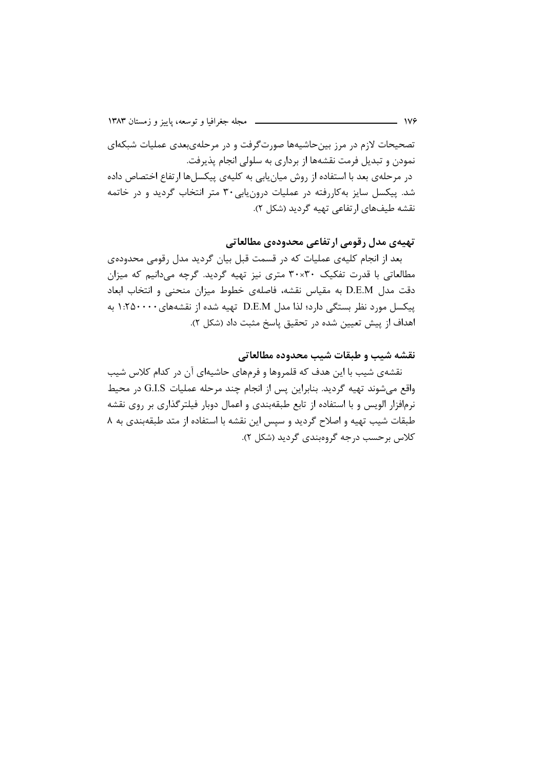تصحیحات لازم در مرز بین‌حاشیه‌ها صورت‌گرفت و در مرحله‌ی‌بعدی عملیات شبکه‌ای نمودن و تبدیل فرمت نقشه‌ها از برداری به سلولی انجام پذیرفت.

در مرحله‌ی بعد با استفاده از روش میان‌یابی به کلیه‌ی پیکسل‌ها ارتفاع اختصاص داده شد. پیکسل سایز به‌کاررفته در عملیات درون‌یابی ۳۰ متر انتخاب گردید و در خاتمه نقشه طیف‌های ارتفاعی تهیه گردید (شکل ۲).

## تهیه‌ی مدل رقومی ارتفاعی محدوده‌ی مطالعاتی

بعد از انجام کلیه‌ی عملیات که در قسمت قبل بیان گردید مدل رقومی محدوده‌ی مطالعاتی با قدرت تفکیک ۳۰×۳۰ متری نیز تهیه گردید. گرچه می‌دانیم که میزان دقت مدل D.E.M به مقیاس نقشه، فاصله‌ی خطوط میزان منحنی و انتخاب ابعاد پیکسل مورد نظر بستگی دارد؛ لذا مدل D.E.M تهیه شده از نقشه‌های ۱:۲۵۰۰۰۰ به اهداف از پیش تعیین شده در تحقیق پاسخ مثبت داد (شکل ۲).

## نقشه شیب و طبقات شیب محدوده مطالعاتی

نقشه‌ی شیب با این هدف که قلمروها و فرمهای حاشیه‌ای آن در کدام کلاس شیب واقع می‌شوند تهیه گردید. بنابراین پس از انجام چند مرحله عملیات G.I.S در محیط نرم‌افزار الویس و با استفاده از تابع طبقه‌بندی و اعمال دوبار فیلترگذاری بر روی نقشه طبقات شیب تهیه و اصلاح گردید و سپس این نقشه با استفاده از متد طبقه‌بندی به ۸ کلاس برحسب درجه گروه‌بندی گردید (شکل ۲).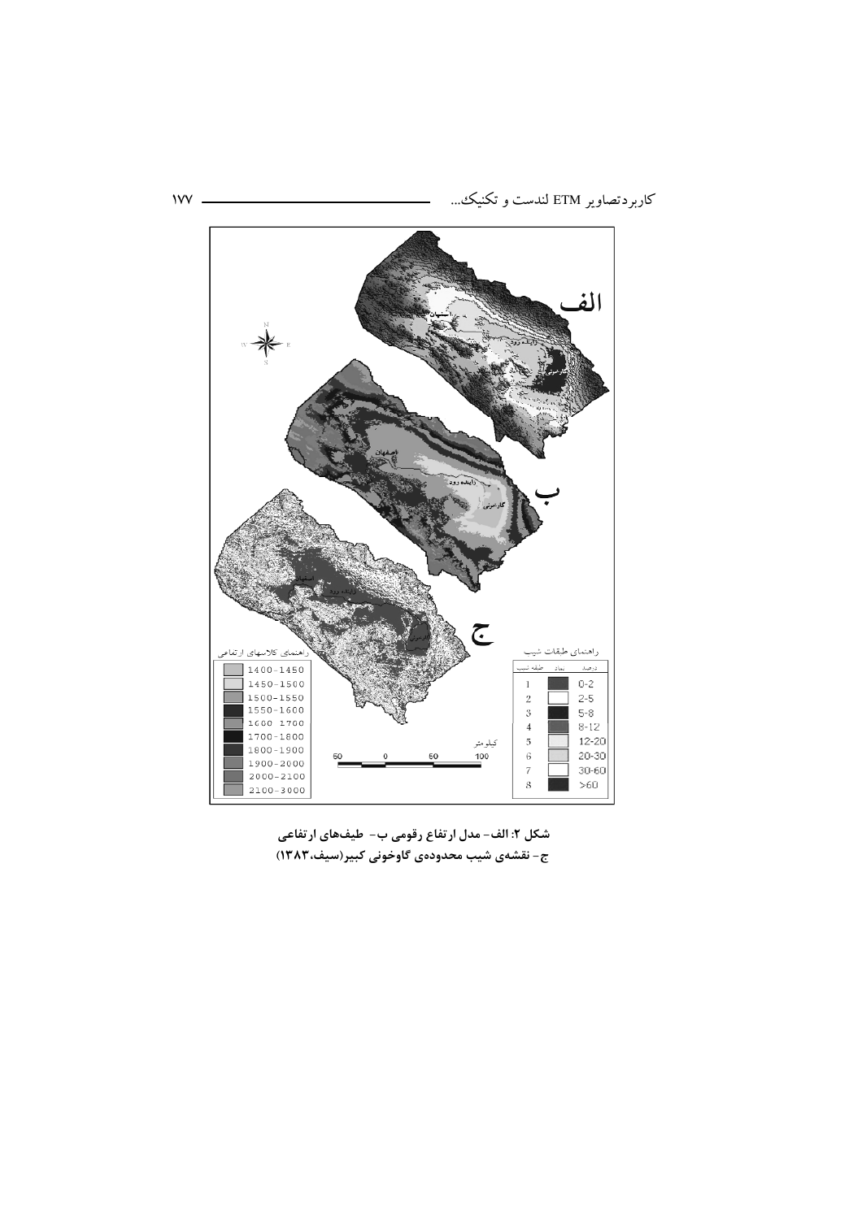**شکل ۲: الف- مدل ارتفاع رقومی ب- طیف‌های ارتفاعی**
**ج- نقشه‌ی شیب محدوده‌ی گاوخونی کبیر(سیف،۱۳۸۳)**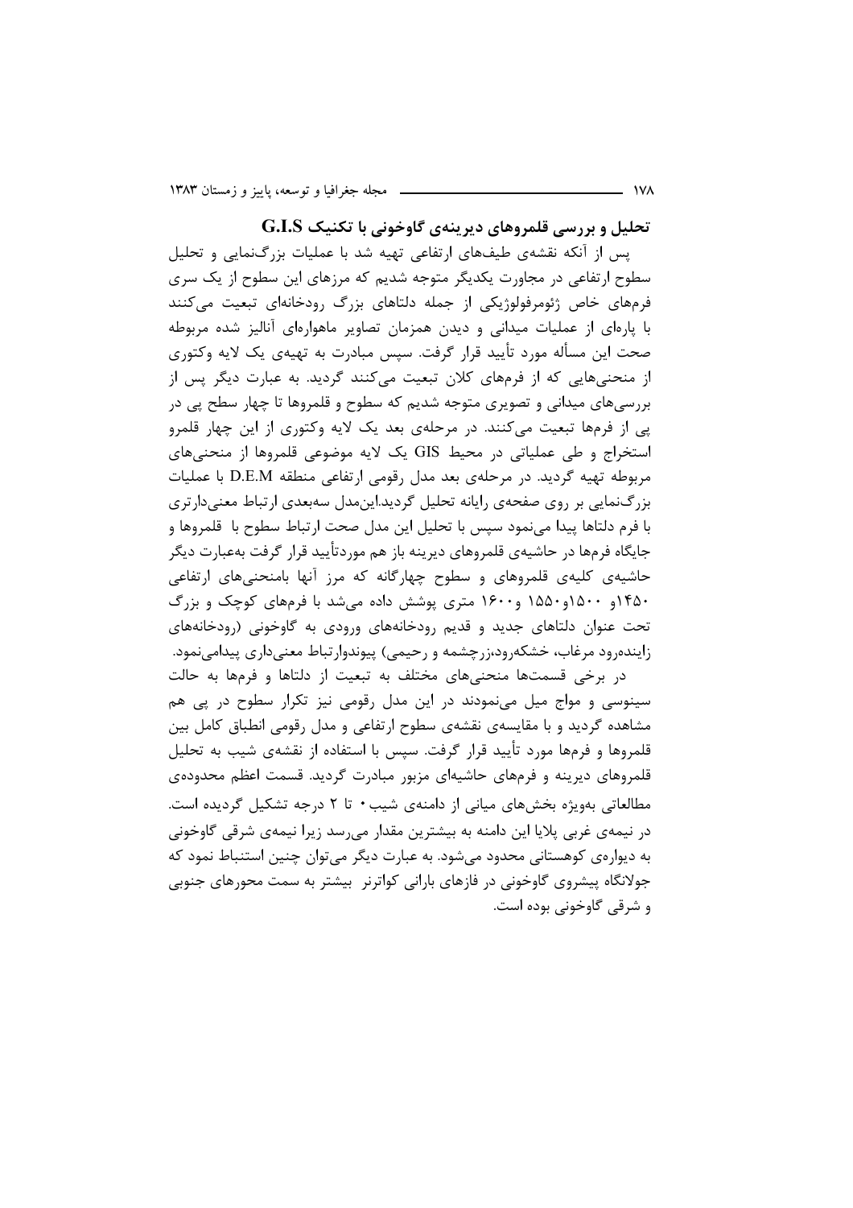## تحلیل و بررسی قلمروهای دیرینه‌ی گاوخونی با تکنیک G.I.S

پس از آنکه نقشه‌ی طیف‌های ارتفاعی تهیه شد با عملیات بزرگ‌نمایی و تحلیل سطوح ارتفاعی در مجاورت یکدیگر متوجه شدیم که مرزهای این سطوح از یک سری فرم‌های خاص ژئومرفولوژیکی از جمله دلتاهای بزرگ رودخانه‌ای تبعیت می‌کنند با پاره‌ای از عملیات میدانی و دیدن همزمان تصاویر ماهواره‌ای آنالیز شده مربوطه صحت این مسأله مورد تأیید قرار گرفت. سپس مبادرت به تهیه‌ی یک لایه وکتوری از منحنی‌هایی که از فرم‌های کلان تبعیت می‌کنند گردید. به عبارت دیگر پس از بررسی‌های میدانی و تصویری متوجه شدیم که سطوح و قلمروها تا چهار سطح پی در پی از فرم‌ها تبعیت می‌کنند. در مرحله‌ی بعد یک لایه وکتوری از این چهار قلمرو استخراج و طی عملیاتی در محیط GIS یک لایه موضوعی قلمروها از منحنی‌های مربوطه تهیه گردید. در مرحله‌ی بعد مدل رقومی ارتفاعی منطقه D.E.M با عملیات بزرگ‌نمایی بر روی صفحه‌ی رایانه تحلیل گردید.این‌مدل سه‌بعدی ارتباط معنی‌دارتری با فرم دلتاها پیدا می‌نمود سپس با تحلیل این مدل صحت ارتباط سطوح با قلمروها و جایگاه فرم‌ها در حاشیه‌ی قلمروهای دیرینه باز هم موردتأیید قرار گرفت به‌عبارت دیگر حاشیه‌ی کلیه‌ی قلمروهای و سطوح چهارگانه که مرز آنها بامنحنی‌های ارتفاعی ۱۴۵۰و ۱۵۰۰و۱۵۵۰ و۱۶۰۰ متری پوشش داده می‌شد با فرم‌های کوچک و بزرگ تحت عنوان دلتاهای جدید و قدیم رودخانه‌های ورودی به گاوخونی (رودخانه‌های زاینده‌رود مرغاب، خشکه‌رود،زرچشمه و رحیمی) پیوندوارتباط معنی‌داری پیدامی‌نمود.

در برخی قسمت‌ها منحنی‌های مختلف به تبعیت از دلتاها و فرم‌ها به حالت سینوسی و مواج میل می‌نمودند در این مدل رقومی نیز تکرار سطوح در پی هم مشاهده گردید و با مقایسه‌ی نقشه‌ی سطوح ارتفاعی و مدل رقومی انطباق کامل بین قلمروها و فرم‌ها مورد تأیید قرار گرفت. سپس با استفاده از نقشه‌ی شیب به تحلیل قلمروهای دیرینه و فرم‌های حاشیه‌ای مزبور مبادرت گردید. قسمت اعظم محدوده‌ی مطالعاتی به‌ویژه بخش‌های میانی از دامنه‌ی شیب ۰ تا ۲ درجه تشکیل گردیده است. در نیمه‌ی غربی پلایا این دامنه به بیشترین مقدار می‌رسد زیرا نیمه‌ی شرقی گاوخونی به دیواره‌ی کوهستانی محدود می‌شود. به عبارت دیگر می‌توان چنین استنباط نمود که جولانگاه پیشروی گاوخونی در فازهای بارانی کواترنر  بیشتر به سمت محورهای جنوبی و شرقی گاوخونی بوده است.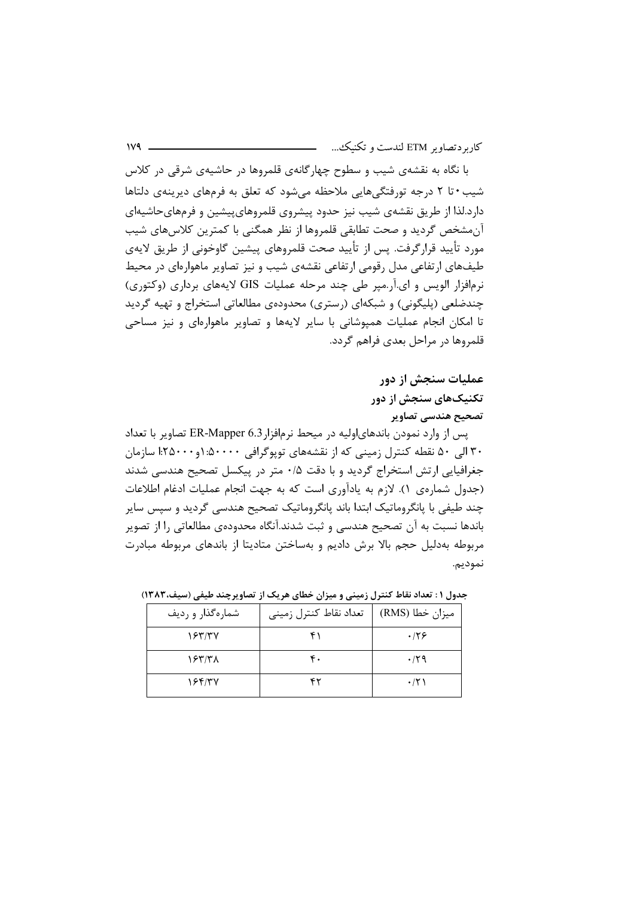با نگاه به نقشه‌ی شیب و سطوح چهارگانه‌ی قلمروها در حاشیه‌ی شرقی در کلاس شیب ۰ تا ۲ درجه تورفتگی‌هایی ملاحظه می‌شود که تعلق به فرم‌های دیرینه‌ی دلتاها دارد.لذا از طریق نقشه‌ی شیب نیز حدود پیشروی قلمروهای‌پیشین و فرم‌های‌حاشیه‌ای آن‌مشخص گردید و صحت تطابقی قلمروها از نظر همگنی با کمترین کلاس‌های شیب مورد تأیید قرارگرفت. پس از تأیید صحت قلمروهای پیشین گاوخونی از طریق لایه‌ی طیف‌های ارتفاعی مدل رقومی ارتفاعی نقشه‌ی شیب و نیز تصاویر ماهواره‌ای در محیط نرم‌افزار الویس و ای.آر.مپر طی چند مرحله عملیات GIS لایه‌های برداری (وکتوری) چندضلعی (پلیگونی) و شبکه‌ای (رستری) محدوده‌ی مطالعاتی استخراج و تهیه گردید تا امکان انجام عملیات همپوشانی با سایر لایه‌ها و تصاویر ماهواره‌ای و نیز مساحی قلمروها در مراحل بعدی فراهم گردد.

## عملیات سنجش از دور

### تکنیک‌های سنجش از دور

#### تصحیح هندسی تصاویر

پس از وارد نمودن باندهای‌اولیه در میحط نرم‌افزارER-Mapper 6.3 تصاویر با تعداد ۳۰ الی ۵۰ نقطه کنترل زمینی که از نقشه‌های توپوگرافی ۱:۵۰۰۰۰و ۱:۲۵۰۰۰ سازمان جغرافیایی ارتش استخراج گردید و با دقت ۰/۵ متر در پیکسل تصحیح هندسی شدند (جدول شماره‌ی ۱). لازم به یادآوری است که به جهت انجام عملیات ادغام اطلاعات چند طیفی با پانگروماتیک ابتدا باند پانگروماتیک تصحیح هندسی گردید و سپس سایر باندها نسبت به آن تصحیح هندسی و ثبت شدند.آنگاه محدوده‌ی مطالعاتی را از تصویر مربوطه به‌دلیل حجم بالا برش دادیم و به‌ساختن متادیتا از باندهای مربوطه مبادرت نمودیم.

**جدول ۱ : تعداد نقاط کنترل زمینی و میزان خطای هریک از تصاویرچند طیفی (سیف،۱۳۸۳)**

| شماره‌گذار و ردیف | تعداد نقاط کنترل زمینی | میزان خطا (RMS) |
|---|---|---|
| ۱۶۳/۳۷ | ۴۱ | ۰/۲۶ |
| ۱۶۳/۳۸ | ۴۰ | ۰/۲۹ |
| ۱۶۴/۳۷ | ۴۲ | ۰/۲۱ |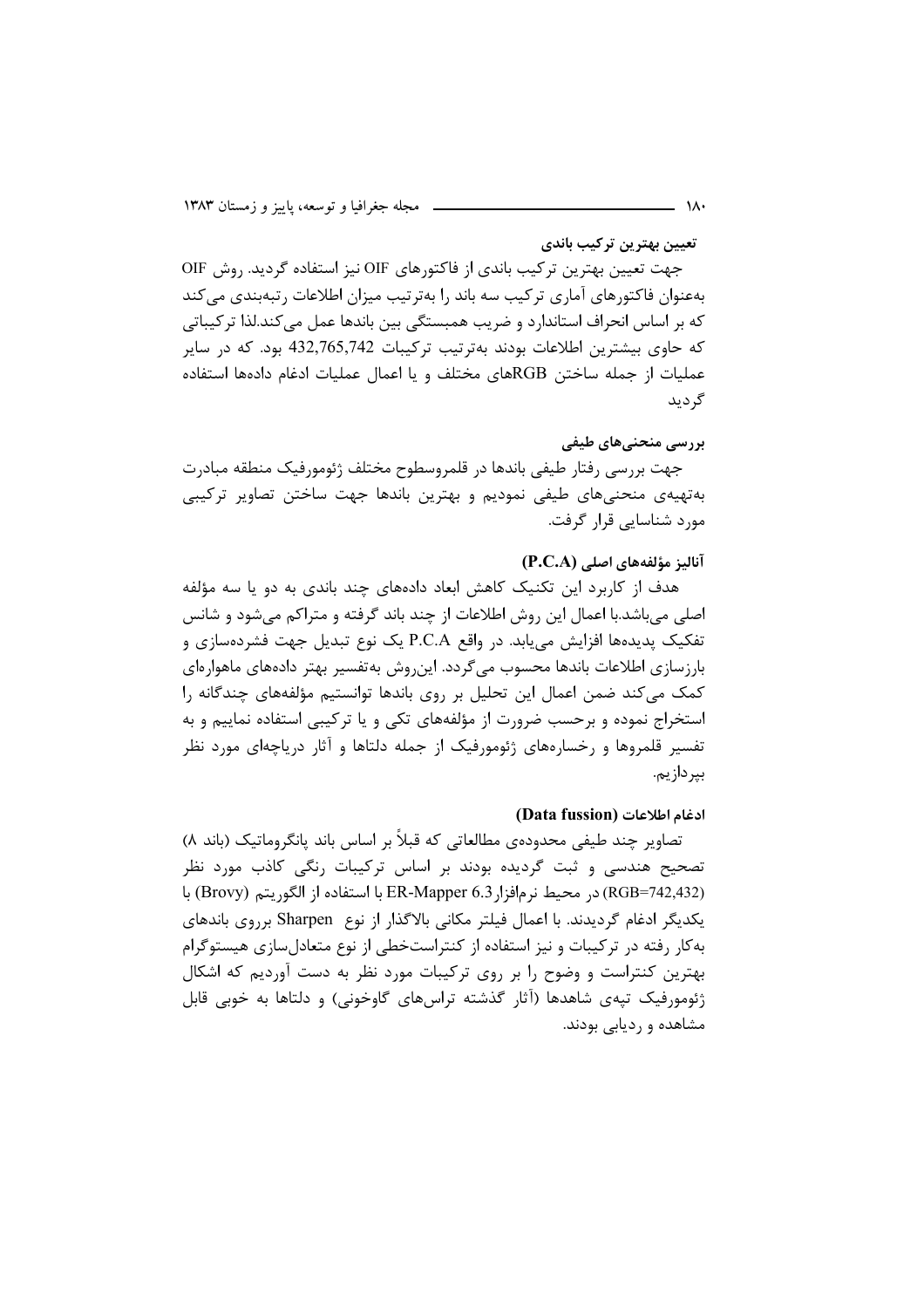### تعیین بهترین ترکیب باندی

جهت تعیین بهترین ترکیب باندی از فاکتورهای OIF نیز استفاده گردید. روش OIF به‌عنوان فاکتورهای آماری ترکیب سه باند را به‌ترتیب میزان اطلاعات رتبه‌بندی می‌کند که بر اساس انحراف استاندارد و ضریب همبستگی بین باندها عمل می‌کند.لذا ترکیباتی که حاوی بیشترین اطلاعات بودند به‌ترتیب ترکیبات 432,765,742 بود. که در سایر عملیات از جمله ساختن RGBهای مختلف و یا اعمال عملیات ادغام داده‌ها استفاده گردید

### بررسی منحنی‌های طیفی

جهت بررسی رفتار طیفی باندها در قلمروسطوح مختلف ژئومورفیک منطقه مبادرت به‌تهیه‌ی منحنی‌های طیفی نمودیم و بهترین باندها جهت ساختن تصاویر ترکیبی مورد شناسایی قرار گرفت.

### آنالیز مؤلفه‌های اصلی (P.C.A)

هدف از کاربرد این تکنیک کاهش ابعاد داده‌های چند باندی به دو یا سه مؤلفه اصلی می‌باشد.با اعمال این روش اطلاعات از چند باند گرفته و متراکم می‌شود و شانس تفکیک پدیده‌ها افزایش می‌یابد. در واقع P.C.A یک نوع تبدیل جهت فشرده‌سازی و بارزسازی اطلاعات باندها محسوب می‌گردد. این‌روش به‌تفسیر بهتر داده‌های ماهواره‌ای کمک می‌کند ضمن اعمال این تحلیل بر روی باندها توانستیم مؤلفه‌های چندگانه را استخراج نموده و برحسب ضرورت از مؤلفه‌های تکی و یا ترکیبی استفاده نماییم و به تفسیر قلمروها و رخساره‌های ژئومورفیک از جمله دلتاها و آثار دریاچه‌ای مورد نظر بپردازیم.

### ادغام اطلاعات (Data fussion)

تصاویر چند طیفی محدوده‌ی مطالعاتی که قبلاً بر اساس باند پانگروماتیک (باند ۸) تصحیح هندسی و ثبت گردیده بودند بر اساس ترکیبات رنگی کاذب مورد نظر (RGB=742,432) در محیط نرم‌افزار ER-Mapper 6.3 با استفاده از الگوریتم (Brovy) با یکدیگر ادغام گردیدند. با اعمال فیلتر مکانی بالاگذار از نوع Sharpen برروی باندهای به‌کار رفته در ترکیبات و نیز استفاده از کنتراست‌خطی از نوع متعادل‌سازی هیستوگرام بهترین کنتراست و وضوح را بر روی ترکیبات مورد نظر به دست آوردیم که اشکال ژئومورفیک تپه‌ی شاهدها (آثار گذشته تراس‌های گاوخونی) و دلتاها به خوبی قابل مشاهده و ردیابی بودند.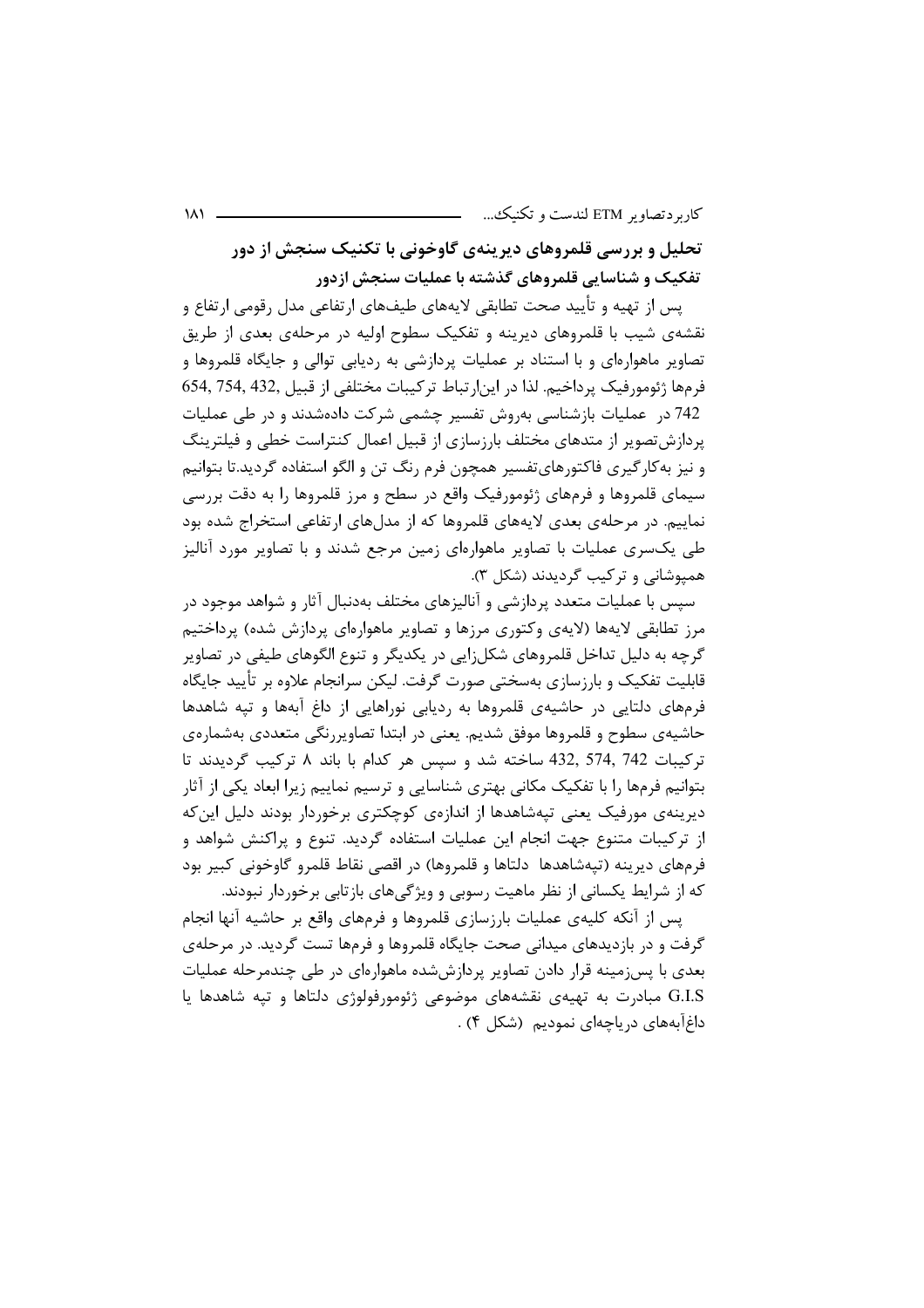## تحلیل و بررسی قلمروهای دیرینه‌ی گاوخونی با تکنیک سنجش از دور

### تفکیک و شناسایی قلمروهای گذشته با عملیات سنجش ازدور

پس از تهیه و تأیید صحت تطابقی لایه‌های طیف‌های ارتفاعی مدل رقومی ارتفاع و نقشه‌ی شیب با قلمروهای دیرینه و تفکیک سطوح اولیه در مرحله‌ی بعدی از طریق تصاویر ماهواره‌ای و با استناد بر عملیات پردازشی به ردیابی توالی و جایگاه قلمروها و فرم‌ها ژئومورفیک پرداختیم. لذا در این‌ارتباط ترکیبات مختلفی از قبیل 432, 754, 654, 742 در عملیات بازشناسی به‌روش تفسیر چشمی شرکت داده‌شدند و در طی عملیات پردازش‌تصویر از متدهای مختلف بارزسازی از قبیل اعمال کنتراست خطی و فیلترینگ و نیز به‌کارگیری فاکتورهای‌تفسیر همچون فرم رنگ تن و الگو استفاده گردید.تا بتوانیم سیمای قلمروها و فرم‌های ژئومورفیک واقع در سطح و مرز قلمروها را به دقت بررسی نماییم. در مرحله‌ی بعدی لایه‌های قلمروها که از مدل‌های ارتفاعی استخراج شده بود طی یک‌سری عملیات با تصاویر ماهواره‌ای زمین مرجع شدند و با تصاویر مورد آنالیز همپوشانی و ترکیب گردیدند (شکل ۳).

سپس با عملیات متعدد پردازشی و آنالیزهای مختلف به‌دنبال آثار و شواهد موجود در مرز تطابقی لایه‌ها (لایه‌ی وکتوری مرزها و تصاویر ماهواره‌ای پردازش شده) پرداختیم گرچه به دلیل تداخل قلمروهای شکل‌زایی در یکدیگر و تنوع الگوهای طیفی در تصاویر قابلیت تفکیک و بارزسازی به‌سختی صورت گرفت. لیکن سرانجام علاوه بر تأیید جایگاه فرم‌های دلتایی در حاشیه‌ی قلمروها به ردیابی نوراهایی از داغ آبه‌ها و تپه شاهدها حاشیه‌ی سطوح و قلمروها موفق شدیم. یعنی در ابتدا تصاویررنگی متعددی به‌شماره‌ی ترکیبات 742 ,574 ,432 ساخته شد و سپس هر کدام با باند ۸ ترکیب گردیدند تا بتوانیم فرم‌ها را با تفکیک مکانی بهتری شناسایی و ترسیم نماییم زیرا ابعاد یکی از آثار دیرینه‌ی مورفیک یعنی تپه‌شاهدها از اندازه‌ی کوچکتری برخوردار بودند دلیل این‌که از ترکیبات متنوع جهت انجام این عملیات استفاده گردید. تنوع و پراکنش شواهد و فرم‌های دیرینه (تپه‌شاهدها دلتاها و قلمروها) در اقصی نقاط قلمرو گاوخونی کبیر بود که از شرایط یکسانی از نظر ماهیت رسوبی و ویژگی‌های بازتابی برخوردار نبودند.

پس از آنکه کلیه‌ی عملیات بارزسازی قلمروها و فرم‌های واقع بر حاشیه آنها انجام گرفت و در بازدیدهای میدانی صحت جایگاه قلمروها و فرم‌ها تست گردید. در مرحله‌ی بعدی با پس‌زمینه قرار دادن تصاویر پردازش‌شده ماهواره‌ای در طی چندمرحله عملیات G.I.S مبادرت به تهیه‌ی نقشه‌های موضوعی ژئومورفولوژی دلتاها و تپه شاهدها یا داغ‌آبه‌های دریاچه‌ای نمودیم (شکل ۴) .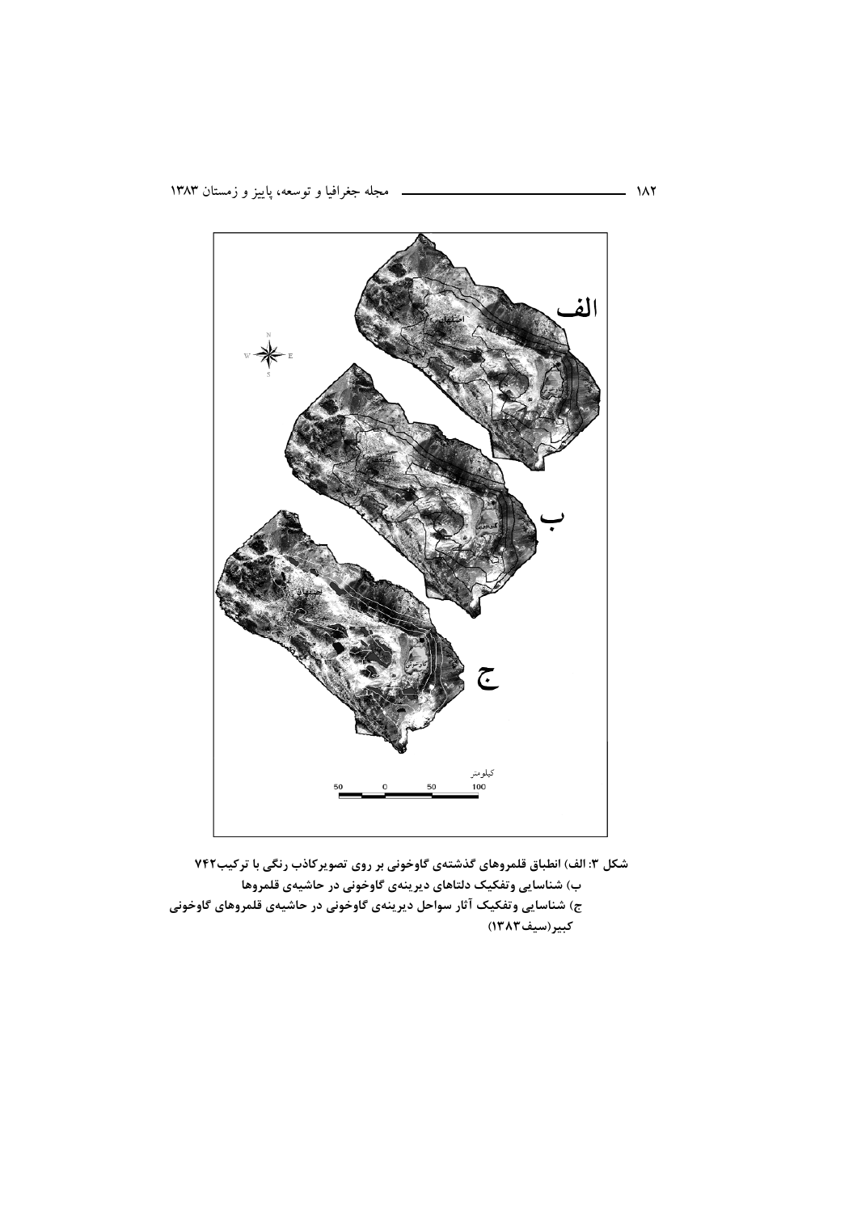شکل ۳: الف) انطباق قلمروهای گذشته‌ی گاوخونی بر روی تصویرکاذب رنگی با ترکیب۷۴۲
ب) شناسایی وتفکیک دلتاهای دیرینه‌ی گاوخونی در حاشیه‌ی قلمروها
ج) شناسایی وتفکیک آثار سواحل دیرینه‌ی گاوخونی در حاشیه‌ی قلمروهای گاوخونی کبیر(سیف۱۳۸۳)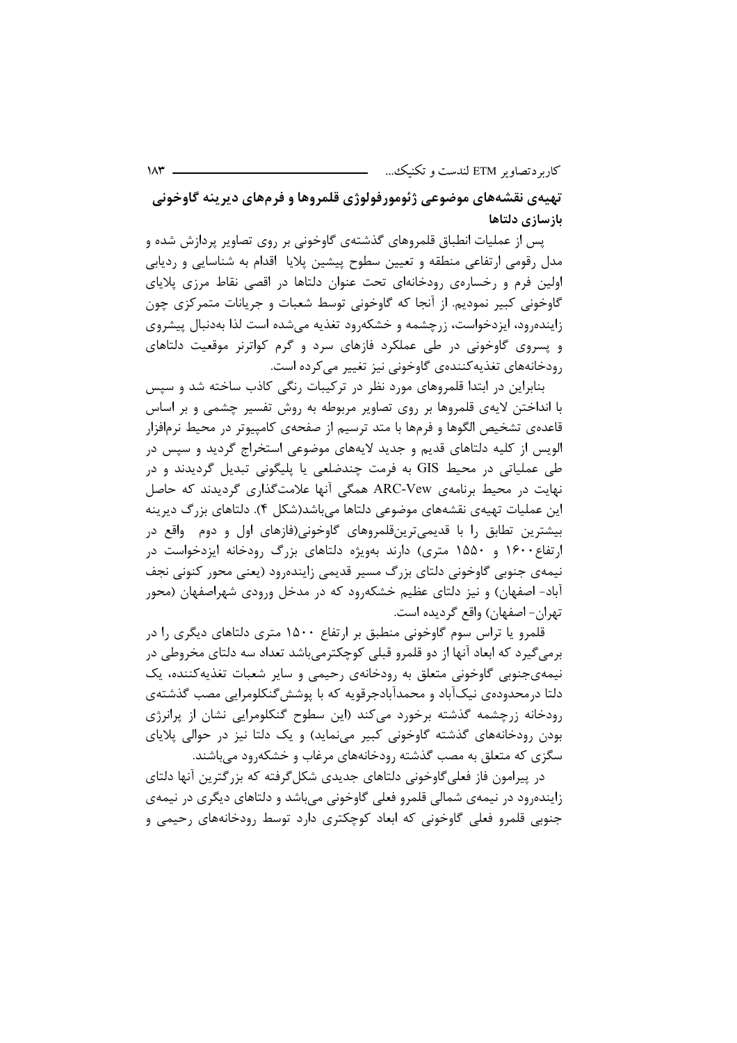## تهیه‌ی نقشه‌های موضوعی ژئومورفولوژی قلمروها و فرم‌های دیرینه گاوخونی

### بازسازی دلتاها

پس از عملیات انطباق قلمروهای گذشته‌ی گاوخونی بر روی تصاویر پردازش شده و مدل رقومی ارتفاعی منطقه و تعیین سطوح پیشین پلایا اقدام به شناسایی و ردیابی اولین فرم و رخساره‌ی رودخانه‌ای تحت عنوان دلتاها در اقصی نقاط مرزی پلایای گاوخونی کبیر نمودیم. از آنجا که گاوخونی توسط شعبات و جریانات متمرکزی چون زاینده‌رود، ایزدخواست، زرچشمه و خشکه‌رود تغذیه می‌شده است لذا به‌دنبال پیشروی و پسروی گاوخونی در طی عملکرد فازهای سرد و گرم کواترنر موقعیت دلتاهای رودخانه‌های تغذیه‌کننده‌ی گاوخونی نیز تغییر می‌کرده است.

بنابراین در ابتدا قلمروهای مورد نظر در ترکیبات رنگی کاذب ساخته شد و سپس با انداختن لایه‌ی قلمروها بر روی تصاویر مربوطه به روش تفسیر چشمی و بر اساس قاعده‌ی تشخیص الگوها و فرم‌ها با متد ترسیم از صفحه‌ی کامپیوتر در محیط نرم‌افزار الویس از کلیه دلتاهای قدیم و جدید لایه‌های موضوعی استخراج گردید و سپس در طی عملیاتی در محیط GIS به فرمت چندضلعی یا پلیگونی تبدیل گردیدند و در نهایت در محیط برنامه‌ی ARC-Vew همگی آنها علامت‌گذاری گردیدند که حاصل این عملیات تهیه‌ی نقشه‌های موضوعی دلتاها می‌باشد(شکل ۴). دلتاهای بزرگ دیرینه بیشترین تطابق را با قدیمی‌ترین‌قلمروهای گاوخونی(فازهای اول و دوم واقع در ارتفاع ۱۶۰۰ و ۱۵۵۰ متری) دارند به‌ویژه دلتاهای بزرگ رودخانه ایزدخواست در نیمه‌ی جنوبی گاوخونی دلتای بزرگ مسیر قدیمی زاینده‌رود (یعنی محور کنونی نجف آباد- اصفهان) و نیز دلتای عظیم خشکه‌رود که در مدخل ورودی شهراصفهان (محور تهران- اصفهان) واقع گردیده است.

قلمرو یا تراس سوم گاوخونی منطبق بر ارتفاع ۱۵۰۰ متری دلتاهای دیگری را در برمی‌گیرد که ابعاد آنها از دو قلمرو قبلی کوچکترمی‌باشد تعداد سه دلتای مخروطی در نیمه‌ی‌جنوبی گاوخونی متعلق به رودخانه‌ی رحیمی و سایر شعبات تغذیه‌کننده، یک دلتا درمحدوده‌ی نیک‌آباد و محمدآبادجرقویه که با پوشش‌گنگلومرایی مصب گذشته‌ی رودخانه زرچشمه گذشته برخورد می‌کند (این سطوح گنگلومرایی نشان از پرانرژی بودن رودخانه‌های گذشته گاوخونی کبیر می‌نماید) و یک دلتا نیز در حوالی پلایای سگزی که متعلق به مصب گذشته رودخانه‌های مرغاب و خشکه‌رود می‌باشند.

در پیرامون فاز فعلی‌گاوخونی دلتاهای جدیدی شکل‌گرفته که بزرگترین آنها دلتای زاینده‌رود در نیمه‌ی شمالی قلمرو فعلی گاوخونی می‌باشد و دلتاهای دیگری در نیمه‌ی جنوبی قلمرو فعلی گاوخونی که ابعاد کوچکتری دارد توسط رودخانه‌های رحیمی و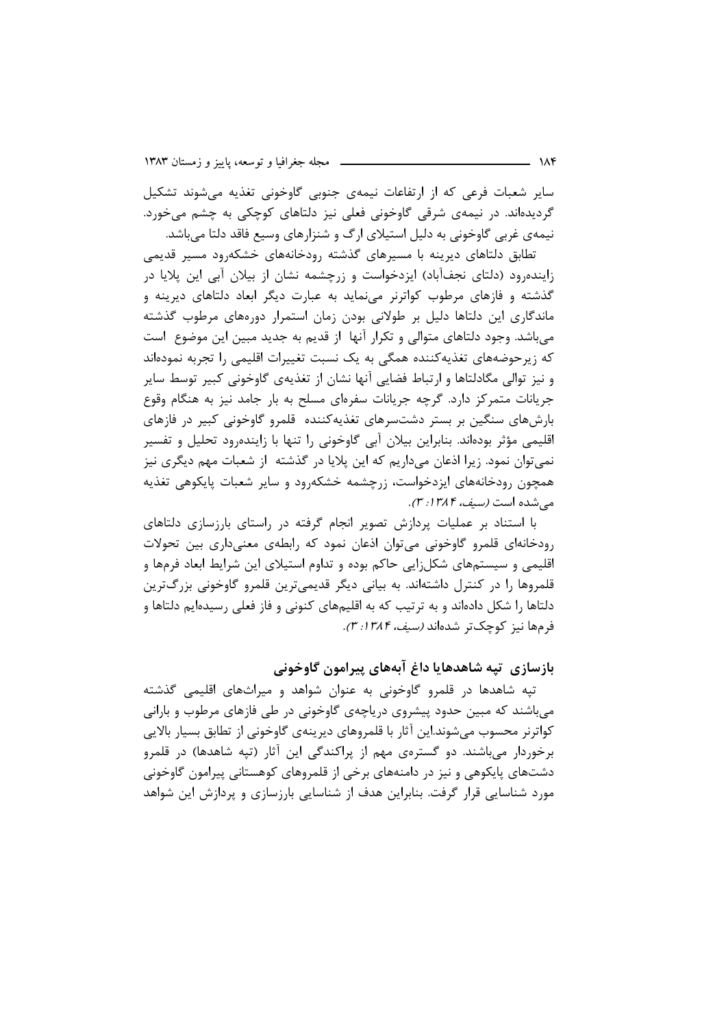سایر شعبات فرعی که از ارتفاعات نیمه‌ی جنوبی گاوخونی تغذیه می‌شوند تشکیل گردیده‌اند. در نیمه‌ی شرقی گاوخونی فعلی نیز دلتاهای کوچکی به چشم می‌خورد. نیمه‌ی غربی گاوخونی به دلیل استیلای ارگ و شنزارهای وسیع فاقد دلتا می‌باشد.

تطابق دلتاهای دیرینه با مسیرهای گذشته رودخانه‌های خشکه‌رود مسیر قدیمی زاینده‌رود (دلتای نجف‌آباد) ایزدخواست و زرچشمه نشان از بیلان آبی این پلایا در گذشته و فازهای مرطوب کواترنر می‌نماید به عبارت دیگر ابعاد دلتاهای دیرینه و ماندگاری این دلتاها دلیل بر طولانی بودن زمان استمرار دوره‌های مرطوب گذشته می‌باشد. وجود دلتاهای متوالی و تکرار آنها از قدیم به جدید مبین این موضوع است که زیرحوضه‌های تغذیه‌کننده همگی به یک نسبت تغییرات اقلیمی را تجربه نموده‌اند و نیز توالی مگادلتاها و ارتباط فضایی آنها نشان از تغذیه‌ی گاوخونی کبیر توسط سایر جریانات متمرکز دارد. گرچه جریانات سفره‌ای مسلح به بار جامد نیز به هنگام وقوع بارش‌های سنگین بر بستر دشت‌سرهای تغذیه‌کننده قلمرو گاوخونی کبیر در فازهای اقلیمی مؤثر بوده‌اند. بنابراین بیلان آبی گاوخونی را تنها با زاینده‌رود تحلیل و تفسیر نمی‌توان نمود. زیرا اذعان می‌داریم که این پلایا در گذشته از شعبات مهم دیگری نیز همچون رودخانه‌های ایزدخواست، زرچشمه خشکه‌رود و سایر شعبات پایکوهی تغذیه می‌شده است *(سیف، ۱۳۸۴: ۳)*.

با استناد بر عملیات پردازش تصویر انجام گرفته در راستای بازرسازی دلتاهای رودخانه‌ای قلمرو گاوخونی می‌توان اذعان نمود که رابطه‌ی معنی‌داری بین تحولات اقلیمی و سیستم‌های شکل‌زایی حاکم بوده و تداوم استیلای این شرایط ابعاد فرم‌ها و قلمروها را در کنترل داشته‌اند. به بیانی دیگر قدیمی‌ترین قلمرو گاوخونی بزرگ‌ترین دلتاها را شکل داده‌اند و به ترتیب که به اقلیم‌های کنونی و فاز فعلی رسیده‌ایم دلتاها و فرم‌ها نیز کوچک‌تر شده‌اند *(سیف، ۱۳۸۴: ۳)*.

## بازسازی تپه شاهدهایا داغ آبه‌های پیرامون گاوخونی

تپه شاهدها در قلمرو گاوخونی به عنوان شواهد و میراث‌های اقلیمی گذشته می‌باشند که مبین حدود پیشروی دریاچه‌ی گاوخونی در طی فازهای مرطوب و بارانی کواترنر محسوب می‌شوند.این آثار با قلمروهای دیرینه‌ی گاوخونی از تطابق بسیار بالایی برخوردار می‌باشند. دو گستره‌ی مهم از پراکندگی این آثار (تپه شاهدها) در قلمرو دشت‌های پایکوهی و نیز در دامنه‌های برخی از قلمروهای کوهستانی پیرامون گاوخونی مورد شناسایی قرار گرفت. بنابراین هدف از شناسایی بازرسازی و پردازش این شواهد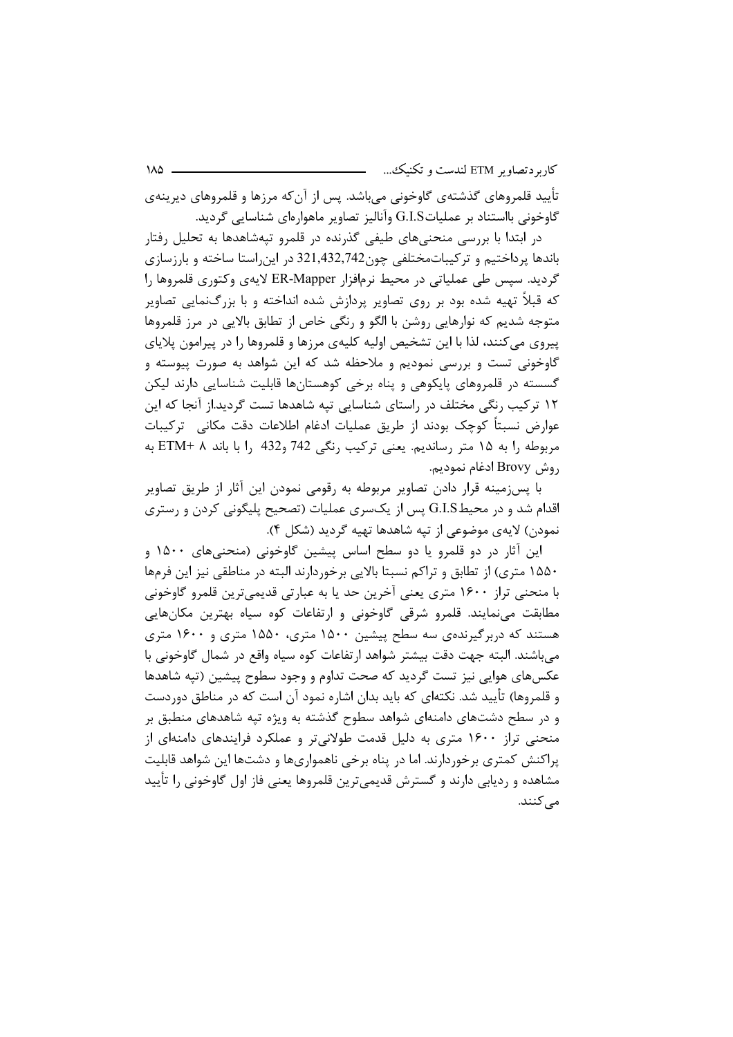تأیید قلمروهای گذشته‌ی گاوخونی می‌باشد. پس از آن‌که مرزها و قلمروهای دیرینه‌ی گاوخونی بااستناد بر عملیاتG.I.S وآنالیز تصاویر ماهواره‌ای شناسایی گردید.

در ابتدا با بررسی منحنی‌های طیفی گذرنده در قلمرو تپه‌شاهدها به تحلیل رفتار باندها پرداختیم و ترکیبات‌مختلفی چون321,432,742 در این‌راستا ساخته و بارزسازی گردید. سپس طی عملیاتی در محیط نرم‌افزار ER-Mapper لایه‌ی وکتوری قلمروها را که قبلاً تهیه شده بود بر روی تصاویر پردازش شده انداخته و با بزرگ‌نمایی تصاویر متوجه شدیم که نوارهایی روشن با الگو و رنگی خاص از تطابق بالایی در مرز قلمروها پیروی می‌کنند، لذا با این تشخیص اولیه کلیه‌ی مرزها و قلمروها را در پیرامون پلایای گاوخونی تست و بررسی نمودیم و ملاحظه شد که این شواهد به صورت پیوسته و گسسته در قلمروهای پایکوهی و پناه برخی کوهستان‌ها قابلیت شناسایی دارند لیکن ۱۲ ترکیب رنگی مختلف در راستای شناسایی تپه شاهدها تست گردید.از آنجا که این عوارض نسبتاً کوچک بودند از طریق عملیات ادغام اطلاعات دقت مکانی ترکیبات مربوطه را به ۱۵ متر رساندیم. یعنی ترکیب رنگی 742 و432 را با باند ۸ +ETM به روش Brovy ادغام نمودیم.

با پس‌زمینه قرار دادن تصاویر مربوطه به رقومی نمودن این آثار از طریق تصاویر اقدام شد و در محیطG.I.S پس از یک‌سری عملیات (تصحیح پلیگونی کردن و رستری نمودن) لایه‌ی موضوعی از تپه شاهدها تهیه گردید (شکل ۴).

این آثار در دو قلمرو یا دو سطح اساس پیشین گاوخونی (منحنی‌های ۱۵۰۰ و ۱۵۵۰ متری) از تطابق و تراکم نسبتا بالایی برخوردارند البته در مناطقی نیز این فرم‌ها با منحنی تراز ۱۶۰۰ متری یعنی آخرین حد یا به عبارتی قدیمی‌ترین قلمرو گاوخونی مطابقت می‌نمایند. قلمرو شرقی گاوخونی و ارتفاعات کوه سیاه بهترین مکان‌هایی هستند که دربرگیرنده‌ی سه سطح پیشین ۱۵۰۰ متری، ۱۵۵۰ متری و ۱۶۰۰ متری می‌باشند. البته جهت دقت بیشتر شواهد ارتفاعات کوه سیاه واقع در شمال گاوخونی با عکس‌های هوایی نیز تست گردید که صحت تداوم و وجود سطوح پیشین (تپه شاهدها و قلمروها) تأیید شد. نکته‌ای که باید بدان اشاره نمود آن است که در مناطق دوردست و در سطح دشت‌های دامنه‌ای شواهد سطوح گذشته به ویژه تپه شاهدهای منطبق بر منحنی تراز ۱۶۰۰ متری به دلیل قدمت طولانی‌تر و عملکرد فرایندهای دامنه‌ای از پراکنش کمتری برخوردارند. اما در پناه برخی ناهمواری‌ها و دشت‌ها این شواهد قابلیت مشاهده و ردیابی دارند و گسترش قدیمی‌ترین قلمروها یعنی فاز اول گاوخونی را تأیید می‌کنند.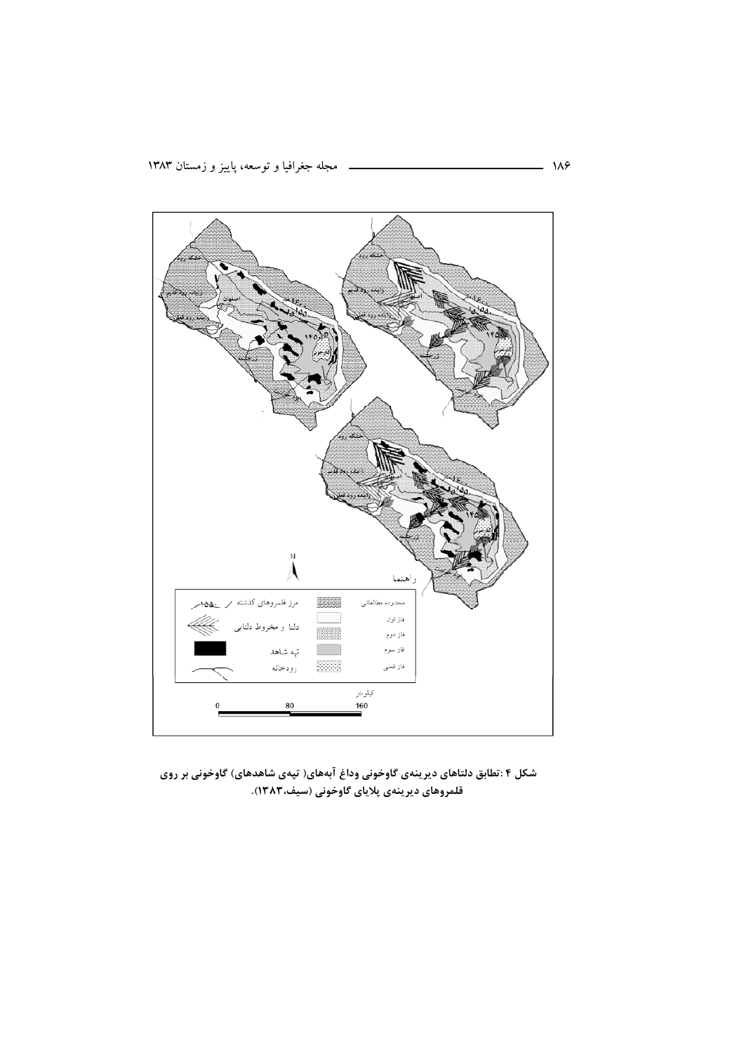شکل ۴ :تطابق دلتاهای دیرینه‌ی گاوخونی وداغ آبه‌های( تپه‌ی شاهدهای) گاوخونی بر روی قلمروهای دیرینه‌ی پلایای گاوخونی (سیف،۱۳۸۳).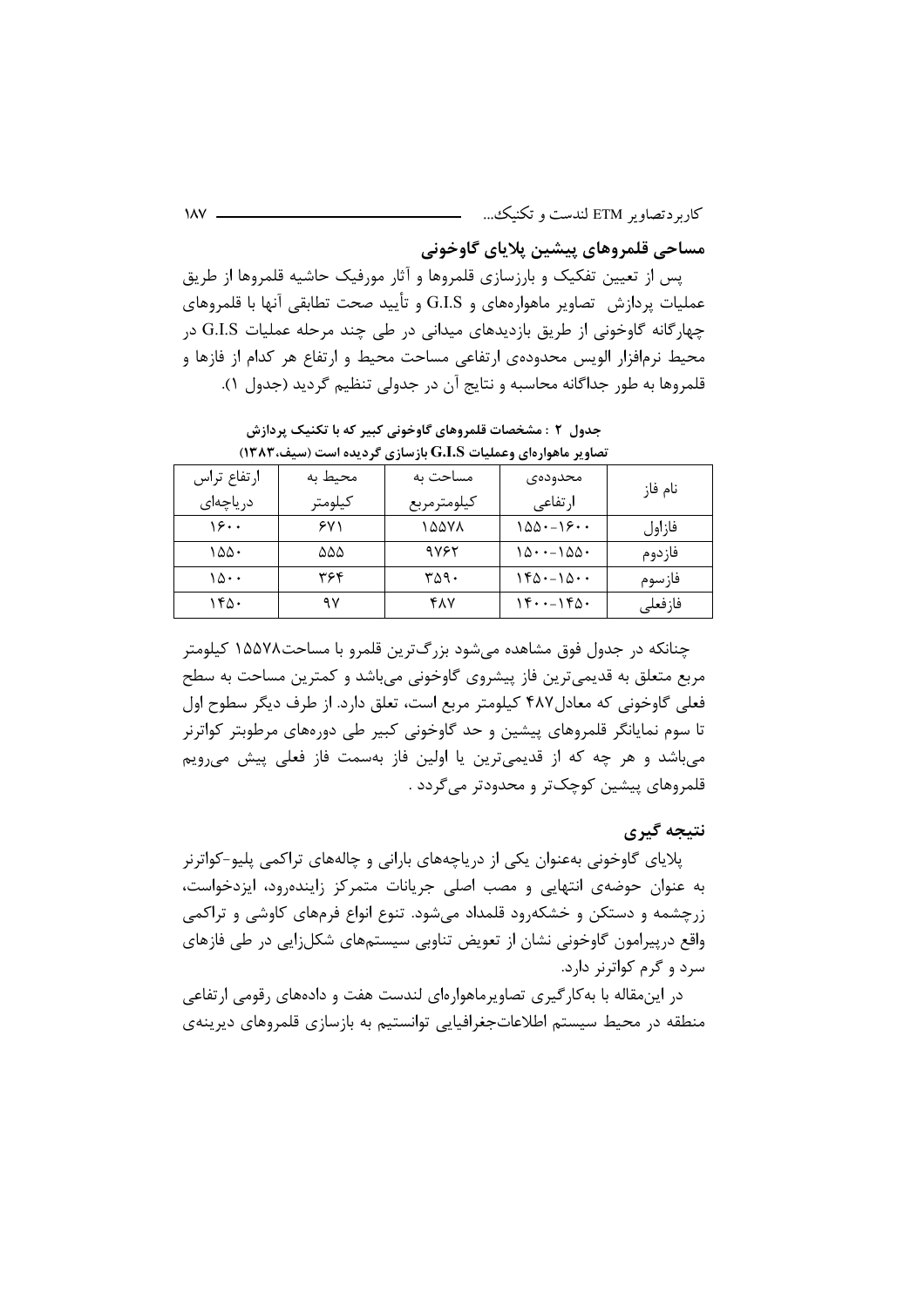## مساحی قلمروهای پیشین پلایای گاوخونی

پس از تعیین تفکیک و بارزسازی قلمروها و آثار مورفیک حاشیه قلمروها از طریق عملیات پردازش تصاویر ماهواره‌های و G.I.S و تأیید صحت تطابقی آنها با قلمروهای چهارگانه گاوخونی از طریق بازدیدهای میدانی در طی چند مرحله عملیات G.I.S در محیط نرم‌افزار الویس محدوده‌ی ارتفاعی مساحت محیط و ارتفاع هر کدام از فازها و قلمروها به طور جداگانه محاسبه و نتایج آن در جدولی تنظیم گردید (جدول ۱).

**جدول ۲ : مشخصات قلمروهای گاوخونی کبیر که با تکنیک پردازش تصاویر ماهواره‌ای وعملیات G.I.S بازسازی گردیده است (سیف،۱۳۸۳)**

| نام فاز | محدوده‌ی ارتفاعی | مساحت به کیلومترمربع | محیط به کیلومتر | ارتفاع تراس دریاچه‌ای |
|---|---|---|---|---|
| فازاول | ۱۵۵۰-۱۶۰۰ | ۱۵۵۷۸ | ۶۷۱ | ۱۶۰۰ |
| فازدوم | ۱۵۰۰-۱۵۵۰ | ۹۷۶۲ | ۵۵۵ | ۱۵۵۰ |
| فازسوم | ۱۴۵۰-۱۵۰۰ | ۳۵۹۰ | ۳۶۴ | ۱۵۰۰ |
| فازفعلی | ۱۴۰۰-۱۴۵۰ | ۴۸۷ | ۹۷ | ۱۴۵۰ |

چنانکه در جدول فوق مشاهده می‌شود بزرگ‌ترین قلمرو با مساحت۱۵۵۷۸ کیلومتر مربع متعلق به قدیمی‌ترین فاز پیشروی گاوخونی می‌باشد و کمترین مساحت به سطح فعلی گاوخونی که معادل۴۸۷ کیلومتر مربع است، تعلق دارد. از طرف دیگر سطوح اول تا سوم نمایانگر قلمروهای پیشین و حد گاوخونی کبیر طی دوره‌های مرطوبتر کواترنر می‌باشد و هر چه که از قدیمی‌ترین یا اولین فاز به‌سمت فاز فعلی پیش می‌رویم قلمروهای پیشین کوچک‌تر و محدودتر می‌گردد .

## نتیجه گیری

پلایای گاوخونی به‌عنوان یکی از دریاچه‌های بارانی و چاله‌های تراکمی پلیو-کواترنر به عنوان حوضه‌ی انتهایی و مصب اصلی جریانات متمرکز زاینده‌رود، ایزدخواست، زرچشمه و دستکن و خشکه‌رود قلمداد می‌شود. تنوع انواع فرم‌های کاوشی و تراکمی واقع درپیرامون گاوخونی نشان از تعویض تناوبی سیستم‌های شکل‌زایی در طی فازهای سرد و گرم کواترنر دارد.

در این‌مقاله با به‌کارگیری تصاویرماهواره‌ای لندست هفت و داده‌های رقومی ارتفاعی منطقه در محیط سیستم اطلاعات‌جغرافیایی توانستیم به بازسازی قلمروهای دیرینه‌ی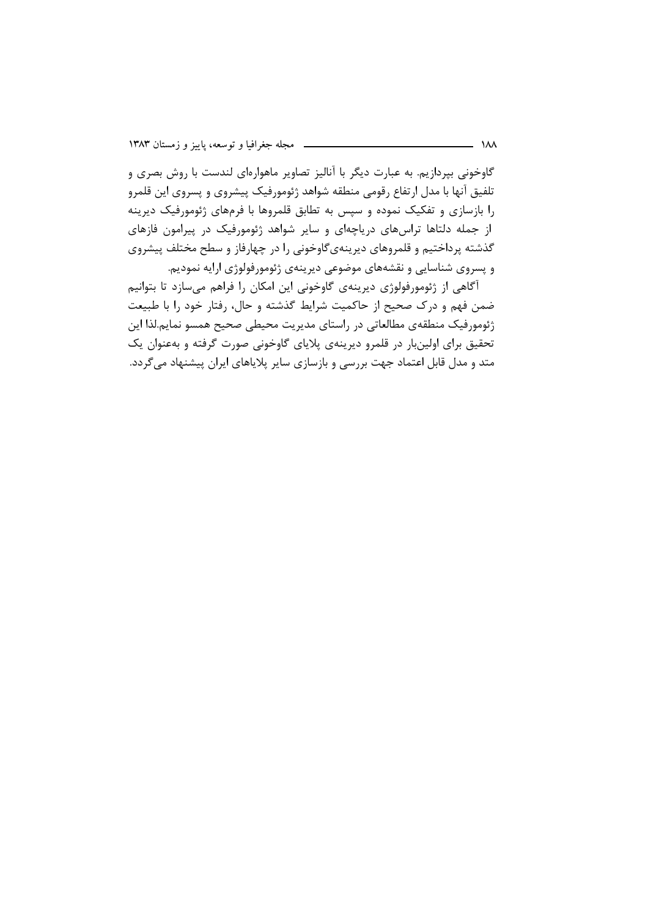گاوخونی بپردازیم. به عبارت دیگر با آنالیز تصاویر ماهواره‌ای لندست با روش بصری و تلفیق آنها با مدل ارتفاع رقومی منطقه شواهد ژئومورفیک پیشروی و پسروی این قلمرو را بازسازی و تفکیک نموده و سپس به تطابق قلمروها با فرم‌های ژئومورفیک دیرینه از جمله دلتاها تراس‌های دریاچه‌ای و سایر شواهد ژئومورفیک در پیرامون فازهای گذشته پرداختیم و قلمروهای دیرینه‌ی گاوخونی را در چهارفاز و سطح مختلف پیشروی و پسروی شناسایی و نقشه‌های موضوعی دیرینه‌ی ژئومورفولوژی ارایه نمودیم.

آگاهی از ژئومورفولوژی دیرینه‌ی گاوخونی این امکان را فراهم می‌سازد تا بتوانیم ضمن فهم و درک صحیح از حاکمیت شرایط گذشته و حال، رفتار خود را با طبیعت ژئومورفیک منطقه‌ی مطالعاتی در راستای مدیریت محیطی صحیح همسو نمایم.لذا این تحقیق برای اولین‌بار در قلمرو دیرینه‌ی پلایای گاوخونی صورت گرفته و به‌عنوان یک متد و مدل قابل اعتماد جهت بررسی و بازسازی سایر پلایاهای ایران پیشنهاد می‌گردد.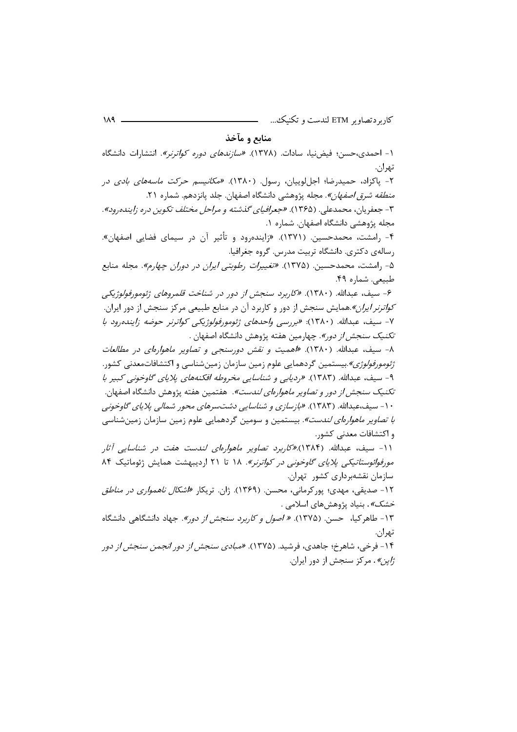## منابع و مآخذ

۱- احمدی،حسن؛ فیض‌نیا، سادات. (۱۳۷۸). *«سازندهای دوره کواترنر»*. انتشارات دانشگاه تهران.

۲- پاکزاد، حمیدرضا؛ اجل‌لوییان، رسول. (۱۳۸۰). *«مکانیسم حرکت ماسه‌های بادی در منطقه شرق اصفهان»*. مجله پژوهشی دانشگاه اصفهان. جلد پانزدهم. شماره ۲۱.

۳- جعفریان، محمدعلی. (۱۳۶۵). *«جعرافیای گذشته و مراحل مختلف تکوین دره زاینده‌رود»*. مجله پژوهشی دانشگاه اصفهان. شماره ۱.

۴- رامشت، محمدحسین. (۱۳۷۱). «زاینده‌رود و تأثیر آن در سیمای فضایی اصفهان». رساله‌ی دکتری. دانشگاه تربیت مدرس. گروه جغرافیا.

۵- رامشت، محمدحسین. (۱۳۷۵). *«تغییرات رطوبتی ایران در دوران چهارم»*. مجله منابع طبیعی. شماره ۴۹.

۶- سیف، عبدالله. (۱۳۸۰). *«کاربرد سنجش از دور در شناخت قلمروهای ژئومورفولوژیکی کواترنر ایران»*.همایش سنجش از دور و کاربرد آن در منابع طبیعی مرکز سنجش از دور ایران.

۷- سیف، عبدالله. (۱۳۸۰): *«بررسی واحدهای ژئومورفولوژیکی کواترنر حوضه زاینده‌رود با تکنیک سنجش از دور»*. چهارمین هفته پژوهش دانشگاه اصفهان .

۸- سیف، عبدالله. (۱۳۸۰). *«اهمیت و نقش دورسنجی و تصاویر ماهواره‌ای در مطالعات ژئومورفولوژی»*.بیستمین گردهمایی علوم زمین سازمان زمین‌شناسی و اکتشافات‌معدنی کشور.

۹- سیف، عبدالله. (۱۳۸۳). *«ردیابی و شناسایی مخروطه افکنه‌های پلایای گاوخونی کبیر با تکنیک سنجش از دور و تصاویر ماهواره‌ای لندست»*. هفتمین هفته پژوهش دانشگاه اصفهان.

۱۰- سیف،عبدالله. (۱۳۸۳). *«بازسازی و شناسایی دشت‌سرهای محور شمالی پلایای گاوخونی با تصاویر ماهواره‌ای لندست»*. بیستمین و سومین گردهمایی علوم زمین سازمان زمین‌شناسی و اکتشافات معدنی کشور.

۱۱- سیف، عبدالله. (۱۳۸۴).*«کاربرد تصاویر ماهواره‌ای لندست هفت در شناسایی آثار مورفوائوستاتیکی پلایای گاوخونی در کواترنر»*. ۱۸ تا ۲۱ اردیبهشت همایش ژئوماتیک ۸۴ سازمان نقشه‌برداری کشور تهران.

۱۲- صدیقی، مهدی؛ پورکرمانی، محسن. (۱۳۶۹). ژان. تریکار *«اشکال ناهمواری در مناطق خشک»*. بنیاد پژوهش‌های اسلامی .

۱۳- طاهرکیا، حسن. (۱۳۷۵). *« اصول و کاربرد سنجش از دور»*. جهاد دانشگاهی دانشگاه تهران.

۱۴- فرخی، شاهرخ؛ جاهدی، فرشید. (۱۳۷۵). *«مبادی سنجش از دور انجمن سنجش از دور ژاپن»*. مرکز سنجش از دور ایران.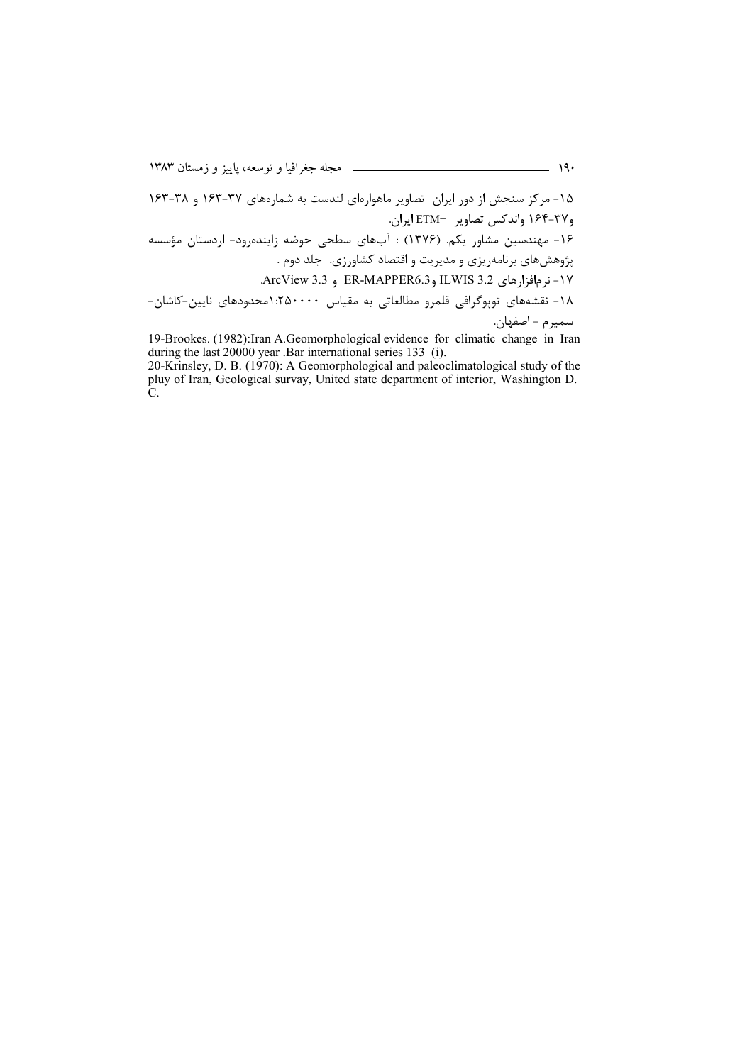۱۵- مرکز سنجش از دور ایران  تصاویر ماهواره‌ای لندست به شماره‌های ۳۷-۱۶۳ و ۳۸-۱۶۳ و۳۷-۱۶۴ واندکس تصاویر  +ETM ایران.

۱۶- مهندسین مشاور یکم. (۱۳۷۶) : آب‌های سطحی حوضه زاینده‌رود- اردستان مؤسسه پژوهش‌های برنامه‌ریزی و مدیریت و اقتصاد کشاورزی.  جلد دوم .

۱۷- نرم‌افزارهای ILWIS 3.2 وER-MAPPER6.3  و ArcView 3.3.

۱۸- نقشه‌های توپوگرافی قلمرو مطالعاتی به مقیاس ۱:۲۵۰۰۰۰محدوده‌های نایین-کاشان- سمیرم - اصفهان.

19-Brookes. (1982):Iran A.Geomorphological evidence for climatic change in Iran during the last 20000 year .Bar international series 133 (i).

20-Krinsley, D. B. (1970): A Geomorphological and paleoclimatological study of the pluy of Iran, Geological survay, United state department of interior, Washington D. C.